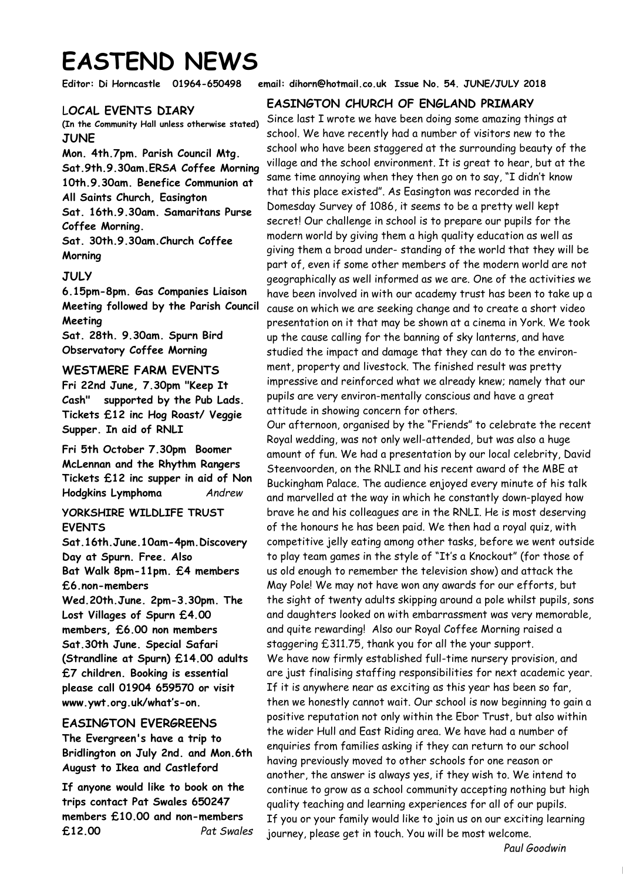# EASTEND NEWS

**Editor: Di Horncastle 01964-650498 email: dihorn@hotmail.co.uk Issue No. 54. JUNE/JULY 2018**

## LOCAL EVENTS DIARY

**(In the Community Hall unless otherwise stated)**

### JUNE

**Mon. 4th.7pm. Parish Council Mtg.**
**Sat.9th.9.30am.ERSA Coffee Morning**
**10th.9.30am. Benefice Communion at All Saints Church, Easington**
**Sat. 16th.9.30am. Samaritans Purse Coffee Morning.**
**Sat. 30th.9.30am.Church Coffee Morning**

### JULY

**6.15pm-8pm. Gas Companies Liaison Meeting followed by the Parish Council Meeting**
**Sat. 28th. 9.30am. Spurn Bird Observatory Coffee Morning**

## WESTMERE FARM EVENTS

**Fri 22nd June, 7.30pm "Keep It Cash" supported by the Pub Lads. Tickets £12 inc Hog Roast/ Veggie Supper. In aid of RNLI**

**Fri 5th October 7.30pm Boomer McLennan and the Rhythm Rangers Tickets £12 inc supper in aid of Non Hodgkins Lymphoma** *Andrew*

## YORKSHIRE WILDLIFE TRUST EVENTS

**Sat.16th.June.10am-4pm.Discovery Day at Spurn. Free. Also Bat Walk 8pm-11pm. £4 members £6.non-members**
**Wed.20th.June. 2pm-3.30pm. The Lost Villages of Spurn £4.00 members, £6.00 non members**
**Sat.30th June. Special Safari (Strandline at Spurn) £14.00 adults £7 children. Booking is essential please call 01904 659570 or visit www.ywt.org.uk/what's-on.**

## EASINGTON EVERGREENS

**The Evergreen's have a trip to Bridlington on July 2nd. and Mon.6th August to Ikea and Castleford**

**If anyone would like to book on the trips contact Pat Swales 650247 members £10.00 and non-members £12.00** *Pat Swales*

## EASINGTON CHURCH OF ENGLAND PRIMARY

Since last I wrote we have been doing some amazing things at school. We have recently had a number of visitors new to the school who have been staggered at the surrounding beauty of the village and the school environment. It is great to hear, but at the same time annoying when they then go on to say, "I didn't know that this place existed". As Easington was recorded in the Domesday Survey of 1086, it seems to be a pretty well kept secret! Our challenge in school is to prepare our pupils for the modern world by giving them a high quality education as well as giving them a broad under- standing of the world that they will be part of, even if some other members of the modern world are not geographically as well informed as we are. One of the activities we have been involved in with our academy trust has been to take up a cause on which we are seeking change and to create a short video presentation on it that may be shown at a cinema in York. We took up the cause calling for the banning of sky lanterns, and have studied the impact and damage that they can do to the environ- ment, property and livestock. The finished result was pretty impressive and reinforced what we already knew; namely that our pupils are very environ-mentally conscious and have a great attitude in showing concern for others.

Our afternoon, organised by the "Friends" to celebrate the recent Royal wedding, was not only well-attended, but was also a huge amount of fun. We had a presentation by our local celebrity, David Steenvoorden, on the RNLI and his recent award of the MBE at Buckingham Palace. The audience enjoyed every minute of his talk and marvelled at the way in which he constantly down-played how brave he and his colleagues are in the RNLI. He is most deserving of the honours he has been paid. We then had a royal quiz, with competitive jelly eating among other tasks, before we went outside to play team games in the style of "It's a Knockout" (for those of us old enough to remember the television show) and attack the May Pole! We may not have won any awards for our efforts, but the sight of twenty adults skipping around a pole whilst pupils, sons and daughters looked on with embarrassment was very memorable, and quite rewarding! Also our Royal Coffee Morning raised a staggering £311.75, thank you for all the your support.

We have now firmly established full-time nursery provision, and are just finalising staffing responsibilities for next academic year. If it is anywhere near as exciting as this year has been so far, then we honestly cannot wait. Our school is now beginning to gain a positive reputation not only within the Ebor Trust, but also within the wider Hull and East Riding area. We have had a number of enquiries from families asking if they can return to our school having previously moved to other schools for one reason or another, the answer is always yes, if they wish to. We intend to continue to grow as a school community accepting nothing but high quality teaching and learning experiences for all of our pupils.

If you or your family would like to join us on our exciting learning journey, please get in touch. You will be most welcome.

*Paul Goodwin*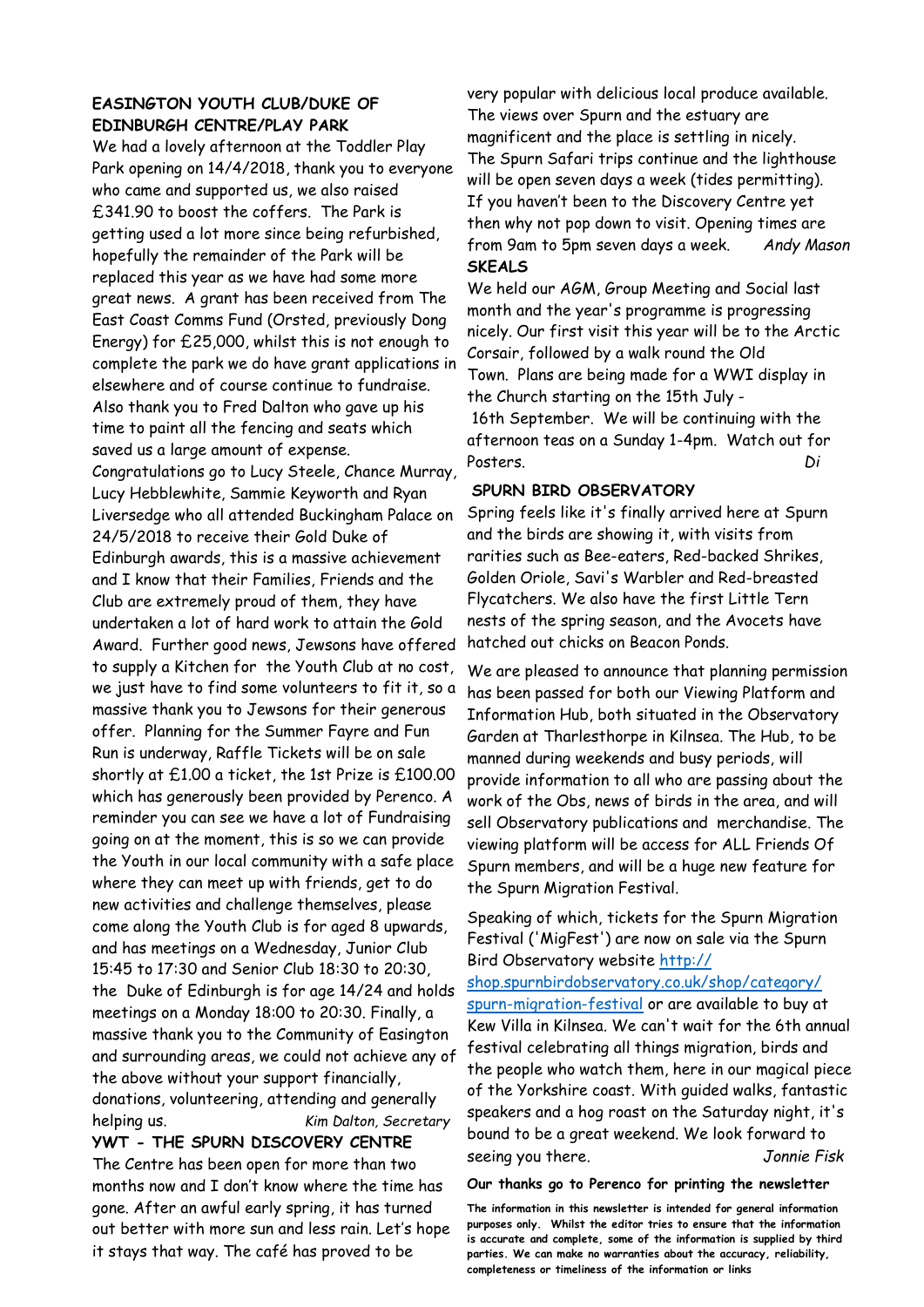## EASINGTON YOUTH CLUB/DUKE OF EDINBURGH CENTRE/PLAY PARK

We had a lovely afternoon at the Toddler Play Park opening on 14/4/2018, thank you to everyone who came and supported us, we also raised £341.90 to boost the coffers. The Park is getting used a lot more since being refurbished, hopefully the remainder of the Park will be replaced this year as we have had some more great news. A grant has been received from The East Coast Comms Fund (Orsted, previously Dong Energy) for £25,000, whilst this is not enough to complete the park we do have grant applications in elsewhere and of course continue to fundraise. Also thank you to Fred Dalton who gave up his time to paint all the fencing and seats which saved us a large amount of expense. Congratulations go to Lucy Steele, Chance Murray, Lucy Hebblewhite, Sammie Keyworth and Ryan Liversedge who all attended Buckingham Palace on 24/5/2018 to receive their Gold Duke of Edinburgh awards, this is a massive achievement and I know that their Families, Friends and the Club are extremely proud of them, they have undertaken a lot of hard work to attain the Gold Award. Further good news, Jewsons have offered to supply a Kitchen for the Youth Club at no cost, we just have to find some volunteers to fit it, so a massive thank you to Jewsons for their generous offer. Planning for the Summer Fayre and Fun Run is underway, Raffle Tickets will be on sale shortly at £1.00 a ticket, the 1st Prize is £100.00 which has generously been provided by Perenco. A reminder you can see we have a lot of Fundraising going on at the moment, this is so we can provide the Youth in our local community with a safe place where they can meet up with friends, get to do new activities and challenge themselves, please come along the Youth Club is for aged 8 upwards, and has meetings on a Wednesday, Junior Club 15:45 to 17:30 and Senior Club 18:30 to 20:30, the Duke of Edinburgh is for age 14/24 and holds meetings on a Monday 18:00 to 20:30. Finally, a massive thank you to the Community of Easington and surrounding areas, we could not achieve any of the above without your support financially, donations, volunteering, attending and generally helping us. *Kim Dalton, Secretary*

## YWT - THE SPURN DISCOVERY CENTRE

The Centre has been open for more than two months now and I don't know where the time has gone. After an awful early spring, it has turned out better with more sun and less rain. Let's hope it stays that way. The café has proved to be very popular with delicious local produce available. The views over Spurn and the estuary are magnificent and the place is settling in nicely. The Spurn Safari trips continue and the lighthouse will be open seven days a week (tides permitting). If you haven't been to the Discovery Centre yet then why not pop down to visit. Opening times are from 9am to 5pm seven days a week. *Andy Mason*

## SKEALS

We held our AGM, Group Meeting and Social last month and the year's programme is progressing nicely. Our first visit this year will be to the Arctic Corsair, followed by a walk round the Old Town. Plans are being made for a WWI display in the Church starting on the 15th July - 16th September. We will be continuing with the afternoon teas on a Sunday 1-4pm. Watch out for Posters. *Di*

## SPURN BIRD OBSERVATORY

Spring feels like it's finally arrived here at Spurn and the birds are showing it, with visits from rarities such as Bee-eaters, Red-backed Shrikes, Golden Oriole, Savi's Warbler and Red-breasted Flycatchers. We also have the first Little Tern nests of the spring season, and the Avocets have hatched out chicks on Beacon Ponds.

We are pleased to announce that planning permission has been passed for both our Viewing Platform and Information Hub, both situated in the Observatory Garden at Tharlesthorpe in Kilnsea. The Hub, to be manned during weekends and busy periods, will provide information to all who are passing about the work of the Obs, news of birds in the area, and will sell Observatory publications and merchandise. The viewing platform will be access for ALL Friends Of Spurn members, and will be a huge new feature for the Spurn Migration Festival.

Speaking of which, tickets for the Spurn Migration Festival ('MigFest') are now on sale via the Spurn Bird Observatory website http://shop.spurnbirdobservatory.co.uk/shop/category/spurn-migration-festival or are available to buy at Kew Villa in Kilnsea. We can't wait for the 6th annual festival celebrating all things migration, birds and the people who watch them, here in our magical piece of the Yorkshire coast. With guided walks, fantastic speakers and a hog roast on the Saturday night, it's bound to be a great weekend. We look forward to seeing you there. *Jonnie Fisk*

**Our thanks go to Perenco for printing the newsletter**

**The information in this newsletter is intended for general information purposes only. Whilst the editor tries to ensure that the information is accurate and complete, some of the information is supplied by third parties. We can make no warranties about the accuracy, reliability, completeness or timeliness of the information or links**